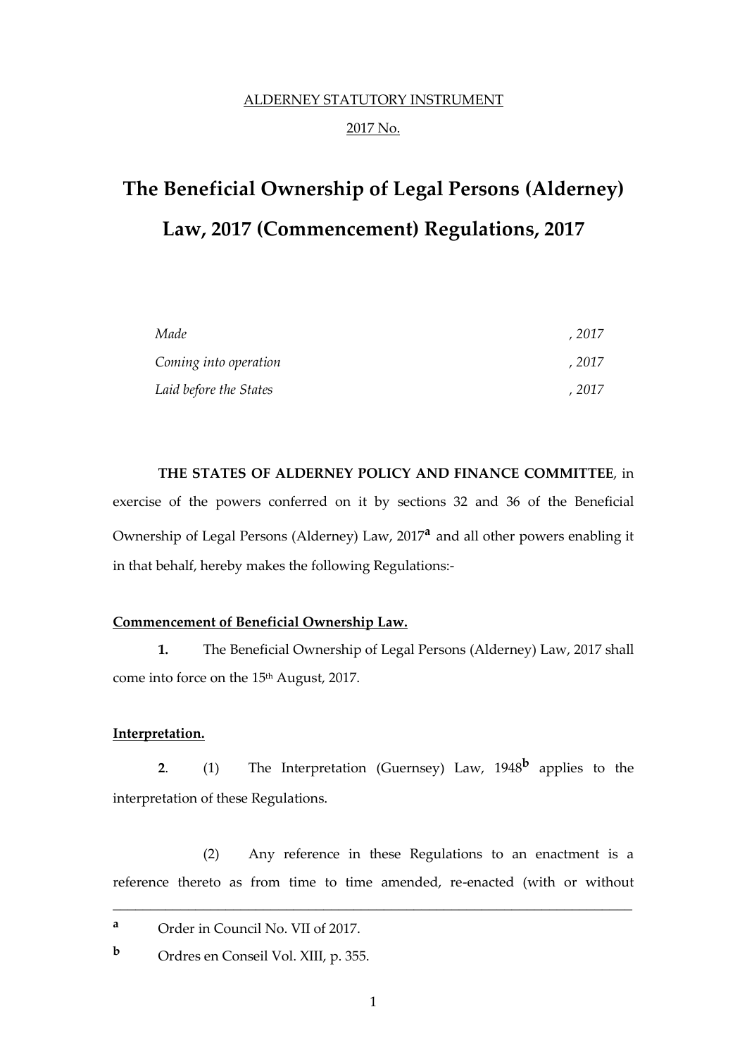ALDERNEY STATUTORY INSTRUMENT

2017 No.

# The Beneficial Ownership of Legal Persons (Alderney) Law, 2017 (Commencement) Regulations, 2017

| | |
|---|---|
| *Made* | *, 2017* |
| *Coming into operation* | *, 2017* |
| *Laid before the States* | *, 2017* |

**THE STATES OF ALDERNEY POLICY AND FINANCE COMMITTEE**, in exercise of the powers conferred on it by sections 32 and 36 of the Beneficial Ownership of Legal Persons (Alderney) Law, 2017[a] and all other powers enabling it in that behalf, hereby makes the following Regulations:-

**Commencement of Beneficial Ownership Law.**

**1.** The Beneficial Ownership of Legal Persons (Alderney) Law, 2017 shall come into force on the 15th August, 2017.

**Interpretation.**

**2**. (1) The Interpretation (Guernsey) Law, 1948[b] applies to the interpretation of these Regulations.

(2) Any reference in these Regulations to an enactment is a reference thereto as from time to time amended, re-enacted (with or without

---

**a** Order in Council No. VII of 2017.

**b** Ordres en Conseil Vol. XIII, p. 355.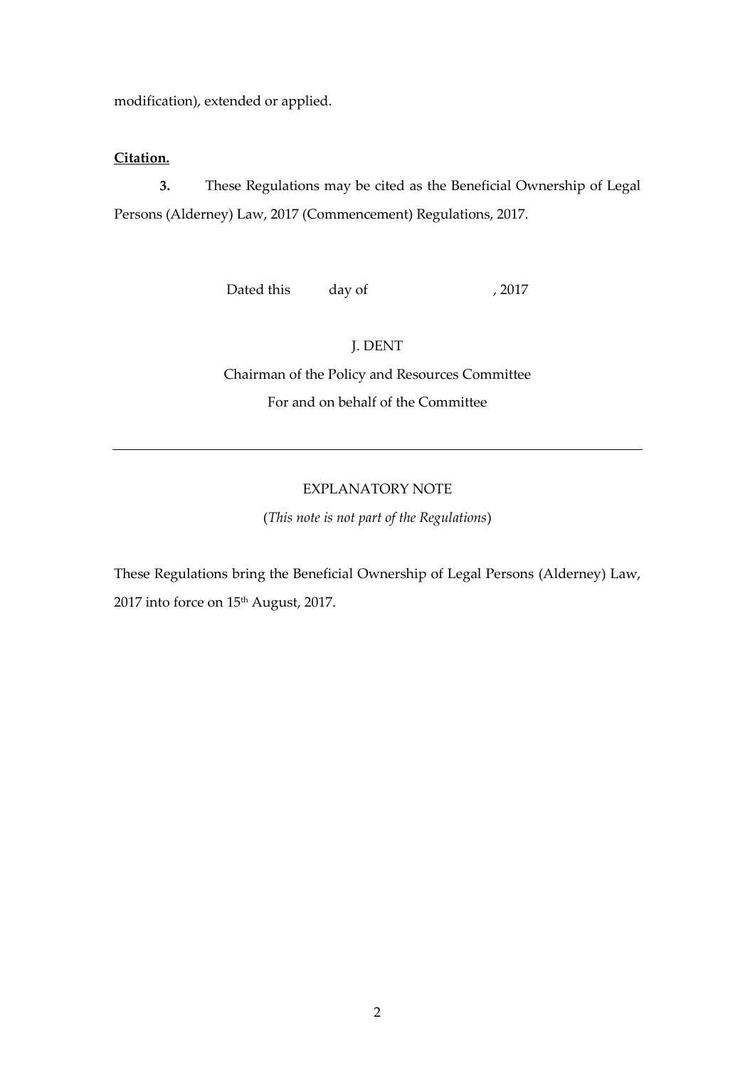modification), extended or applied.

**Citation.**

**3.** These Regulations may be cited as the Beneficial Ownership of Legal Persons (Alderney) Law, 2017 (Commencement) Regulations, 2017.

Dated this day of , 2017

J. DENT

Chairman of the Policy and Resources Committee

For and on behalf of the Committee

---

EXPLANATORY NOTE

(*This note is not part of the Regulations*)

These Regulations bring the Beneficial Ownership of Legal Persons (Alderney) Law, 2017 into force on 15th August, 2017.